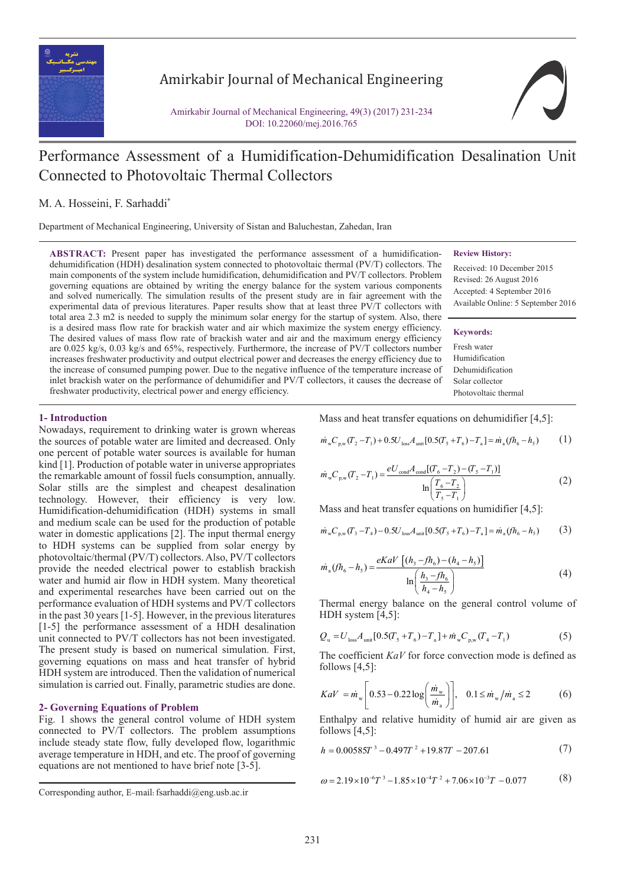# Performance Assessment of a Humidification-Dehumidification Desalination Unit Connected to Photovoltaic Thermal Collectors

M. A. Hosseini, F. Sarhaddi*

Department of Mechanical Engineering, University of Sistan and Baluchestan, Zahedan, Iran

**ABSTRACT:** Present paper has investigated the performance assessment of a humidification-dehumidification (HDH) desalination system connected to photovoltaic thermal (PV/T) collectors. The main components of the system include humidification, dehumidification and PV/T collectors. Problem governing equations are obtained by writing the energy balance for the system various components and solved numerically. The simulation results of the present study are in fair agreement with the experimental data of previous literatures. Paper results show that at least three PV/T collectors with total area 2.3 m2 is needed to supply the minimum solar energy for the startup of system. Also, there is a desired mass flow rate for brackish water and air which maximize the system energy efficiency. The desired values of mass flow rate of brackish water and air and the maximum energy efficiency are 0.025 kg/s, 0.03 kg/s and 65%, respectively. Furthermore, the increase of PV/T collectors number increases freshwater productivity and output electrical power and decreases the energy efficiency due to the increase of consumed pumping power. Due to the negative influence of the temperature increase of inlet brackish water on the performance of dehumidifier and PV/T collectors, it causes the decrease of freshwater productivity, electrical power and energy efficiency.

**Review History:**

Received: 10 December 2015
Revised: 26 August 2016
Accepted: 4 September 2016
Available Online: 5 September 2016

**Keywords:**

Fresh water
Humidification
Dehumidification
Solar collector
Photovoltaic thermal

## 1- Introduction

Nowadays, requirement to drinking water is grown whereas the sources of potable water are limited and decreased. Only one percent of potable water sources is available for human kind [1]. Production of potable water in universe appropriates the remarkable amount of fossil fuels consumption, annually. Solar stills are the simplest and cheapest desalination technology. However, their efficiency is very low. Humidification-dehumidification (HDH) systems in small and medium scale can be used for the production of potable water in domestic applications [2]. The input thermal energy to HDH systems can be supplied from solar energy by photovoltaic/thermal (PV/T) collectors. Also, PV/T collectors provide the needed electrical power to establish brackish water and humid air flow in HDH system. Many theoretical and experimental researches have been carried out on the performance evaluation of HDH systems and PV/T collectors in the past 30 years [1-5]. However, in the previous literatures [1-5] the performance assessment of a HDH desalination unit connected to PV/T collectors has not been investigated. The present study is based on numerical simulation. First, governing equations on mass and heat transfer of hybrid HDH system are introduced. Then the validation of numerical simulation is carried out. Finally, parametric studies are done.

## 2- Governing Equations of Problem

Fig. 1 shows the general control volume of HDH system connected to PV/T collectors. The problem assumptions include steady state flow, fully developed flow, logarithmic average temperature in HDH, and etc. The proof of governing equations are not mentioned to have brief note [3-5].

Mass and heat transfer equations on dehumidifier [4,5]:

$$\dot{m}_{w}C_{p,w}(T_2-T_1)+0.5U_{loss}A_{unit}[0.5(T_5+T_6)-T_a]=\dot{m}_a(fh_6-h_5) \quad (1)$$

$$\dot{m}_{w}C_{p,w}(T_2-T_1)=\frac{eU_{cond}A_{cond}[(T_6-T_2)-(T_5-T_1)]}{\ln\left(\frac{T_6-T_2}{T_5-T_1}\right)} \quad (2)$$

Mass and heat transfer equations on humidifier [4,5]:

$$\dot{m}_{w}C_{p,w}(T_3-T_4)-0.5U_{loss}A_{unit}[0.5(T_5+T_6)-T_a]=\dot{m}_a(fh_6-h_5) \quad (3)$$

$$\dot{m}_a(fh_6-h_5)=\frac{eKaV\left[(h_3-fh_6)-(h_4-h_5)\right]}{\ln\left(\frac{h_3-fh_6}{h_4-h_5}\right)} \quad (4)$$

Thermal energy balance on the general control volume of HDH system [4,5]:

$$Q_u=U_{loss}A_{unit}[0.5(T_5+T_6)-T_a]+\dot{m}_{w}C_{p,w}(T_4-T_1) \quad (5)$$

The coefficient $KaV$ for force convection mode is defined as follows [4,5]:

$$KaV=\dot{m}_w\left[0.53-0.22\log\left(\frac{\dot{m}_w}{\dot{m}_a}\right)\right],\quad 0.1\le \dot{m}_w/\dot{m}_a\le 2 \quad (6)$$

Enthalpy and relative humidity of humid air are given as follows [4,5]:

$$h=0.00585T^3-0.497T^2+19.87T-207.61 \quad (7)$$

$$\omega=2.19\times10^{-6}T^3-1.85\times10^{-4}T^2+7.06\times10^{-3}T-0.077 \quad (8)$$

Corresponding author, E-mail: fsarhaddi@eng.usb.ac.ir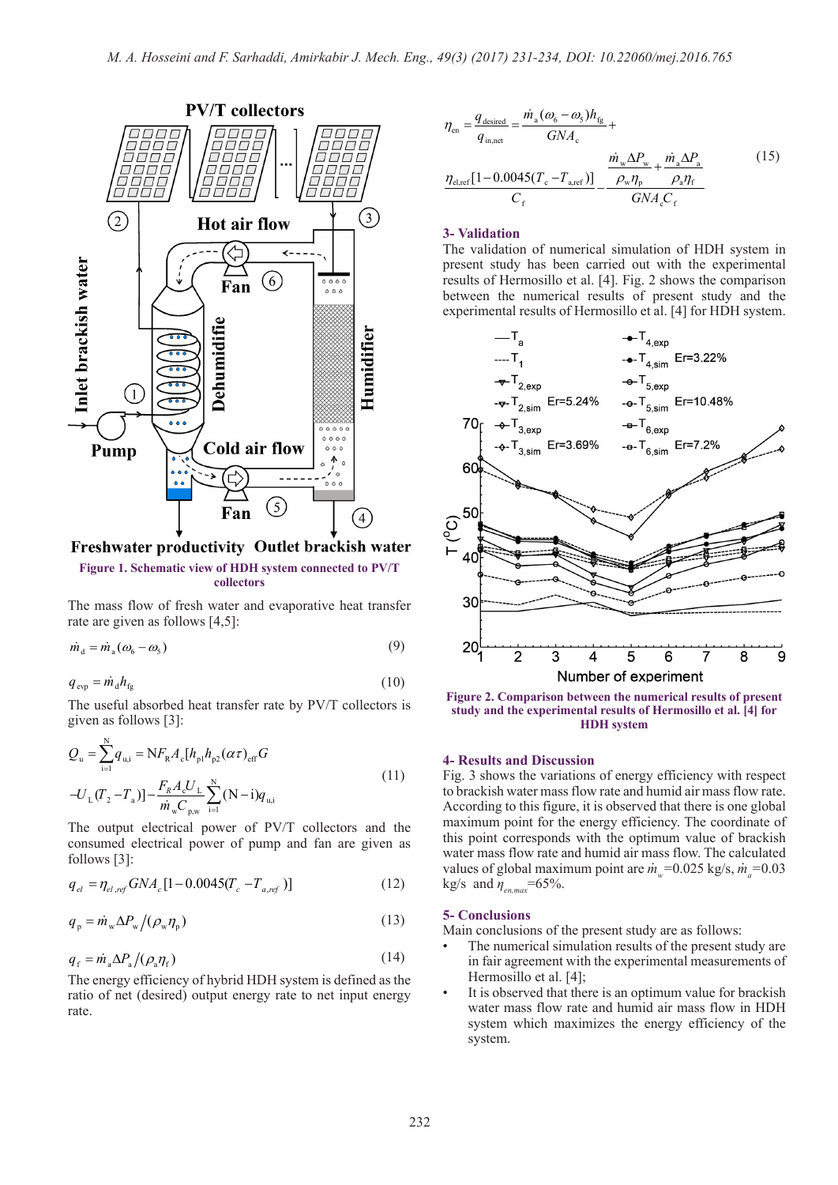Figure 1. Schematic view of HDH system connected to PV/T collectors

The mass flow of fresh water and evaporative heat transfer rate are given as follows [4,5]:

$$\dot{m}_d = \dot{m}_a(\omega_6 - \omega_5) \tag{9}$$

$$q_{evp} = \dot{m}_d h_{fg} \tag{10}$$

The useful absorbed heat transfer rate by PV/T collectors is given as follows [3]:

$$Q_u = \sum_{i=1}^{N} q_{u,i} = NF_R A_c[h_{p1}h_{p2}(\alpha\tau)_{eff}G - U_L(T_2 - T_a)] - \frac{F_R A_c U_L}{\dot{m}_w C_{p,w}} \sum_{i=1}^{N}(N-i)q_{u,i} \tag{11}$$

The output electrical power of PV/T collectors and the consumed electrical power of pump and fan are given as follows [3]:

$$q_{el} = \eta_{el,ref} GNA_c[1 - 0.0045(T_c - T_{a,ref})] \tag{12}$$

$$q_p = \dot{m}_w \Delta P_w / (\rho_w \eta_p) \tag{13}$$

$$q_f = \dot{m}_a \Delta P_a / (\rho_a \eta_f) \tag{14}$$

The energy efficiency of hybrid HDH system is defined as the ratio of net (desired) output energy rate to net input energy rate.

$$\eta_{en} = \frac{q_{desired}}{q_{in,net}} = \frac{\dot{m}_a(\omega_6 - \omega_5)h_{fg}}{GNA_c} + \frac{\eta_{el,ref}[1 - 0.0045(T_c - T_{a,ref})]}{C_f} - \frac{\frac{\dot{m}_w \Delta P_w}{\rho_w \eta_p} + \frac{\dot{m}_a \Delta P_a}{\rho_a \eta_f}}{GNA_c C_f} \tag{15}$$

## 3- Validation

The validation of numerical simulation of HDH system in present study has been carried out with the experimental results of Hermosillo et al. [4]. Fig. 2 shows the comparison between the numerical results of present study and the experimental results of Hermosillo et al. [4] for HDH system.

Figure 2. Comparison between the numerical results of present study and the experimental results of Hermosillo et al. [4] for HDH system

## 4- Results and Discussion

Fig. 3 shows the variations of energy efficiency with respect to brackish water mass flow rate and humid air mass flow rate. According to this figure, it is observed that there is one global maximum point for the energy efficiency. The coordinate of this point corresponds with the optimum value of brackish water mass flow rate and humid air mass flow. The calculated values of global maximum point are $\dot{m}_w$ =0.025 kg/s, $\dot{m}_a$ =0.03 kg/s and $\eta_{en,max}$=65%.

## 5- Conclusions

Main conclusions of the present study are as follows:

- The numerical simulation results of the present study are in fair agreement with the experimental measurements of Hermosillo et al. [4];
- It is observed that there is an optimum value for brackish water mass flow rate and humid air mass flow in HDH system which maximizes the energy efficiency of the system.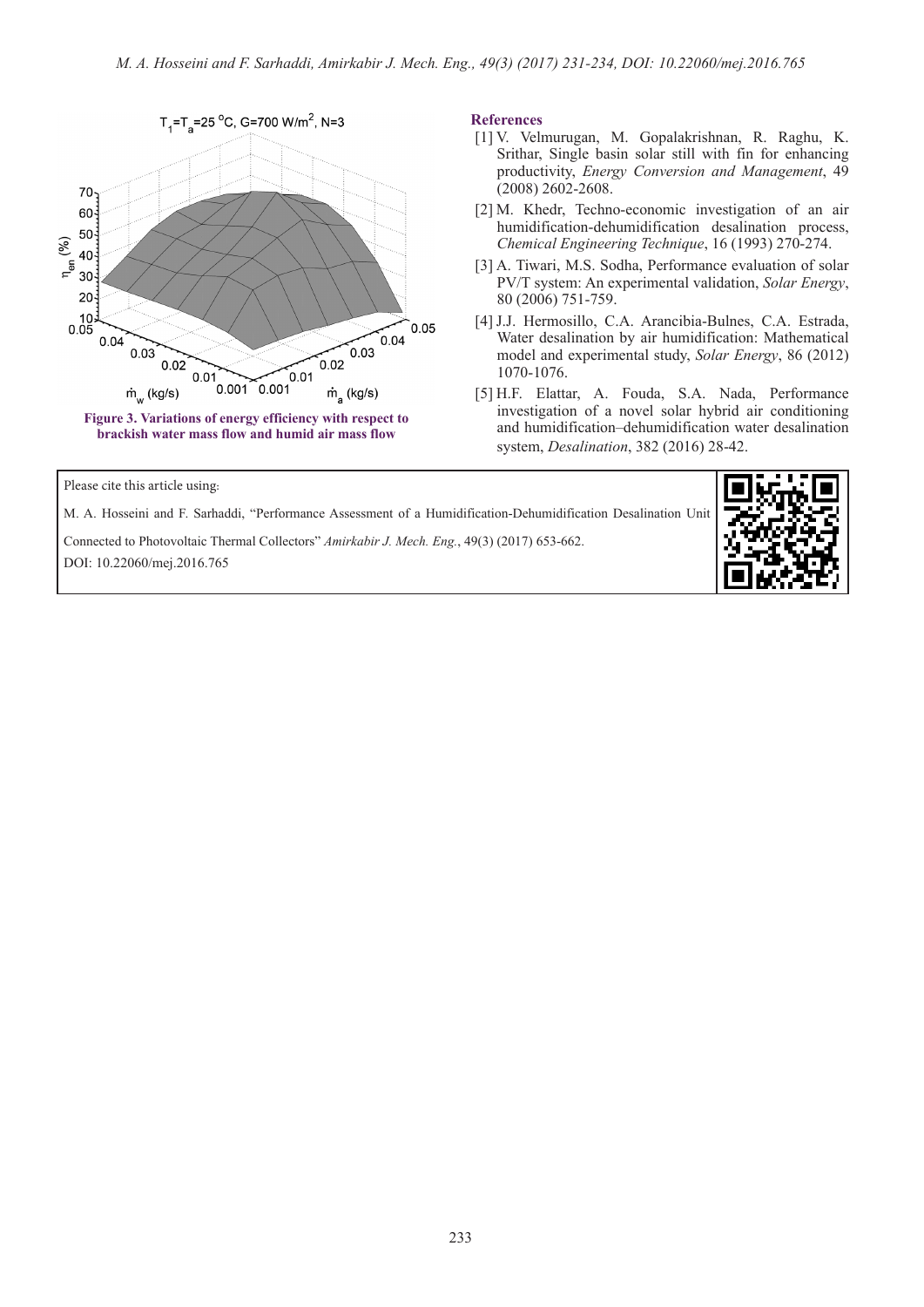Figure 3. Variations of energy efficiency with respect to brackish water mass flow and humid air mass flow

## References

[1] V. Velmurugan, M. Gopalakrishnan, R. Raghu, K. Srithar, Single basin solar still with fin for enhancing productivity, *Energy Conversion and Management*, 49 (2008) 2602-2608.

[2] M. Khedr, Techno-economic investigation of an air humidification-dehumidification desalination process, *Chemical Engineering Technique*, 16 (1993) 270-274.

[3] A. Tiwari, M.S. Sodha, Performance evaluation of solar PV/T system: An experimental validation, *Solar Energy*, 80 (2006) 751-759.

[4] J.J. Hermosillo, C.A. Arancibia-Bulnes, C.A. Estrada, Water desalination by air humidification: Mathematical model and experimental study, *Solar Energy*, 86 (2012) 1070-1076.

[5] H.F. Elattar, A. Fouda, S.A. Nada, Performance investigation of a novel solar hybrid air conditioning and humidification–dehumidification water desalination system, *Desalination*, 382 (2016) 28-42.

Please cite this article using:

M. A. Hosseini and F. Sarhaddi, "Performance Assessment of a Humidification-Dehumidification Desalination Unit Connected to Photovoltaic Thermal Collectors" *Amirkabir J. Mech. Eng.*, 49(3) (2017) 653-662.
DOI: 10.22060/mej.2016.765